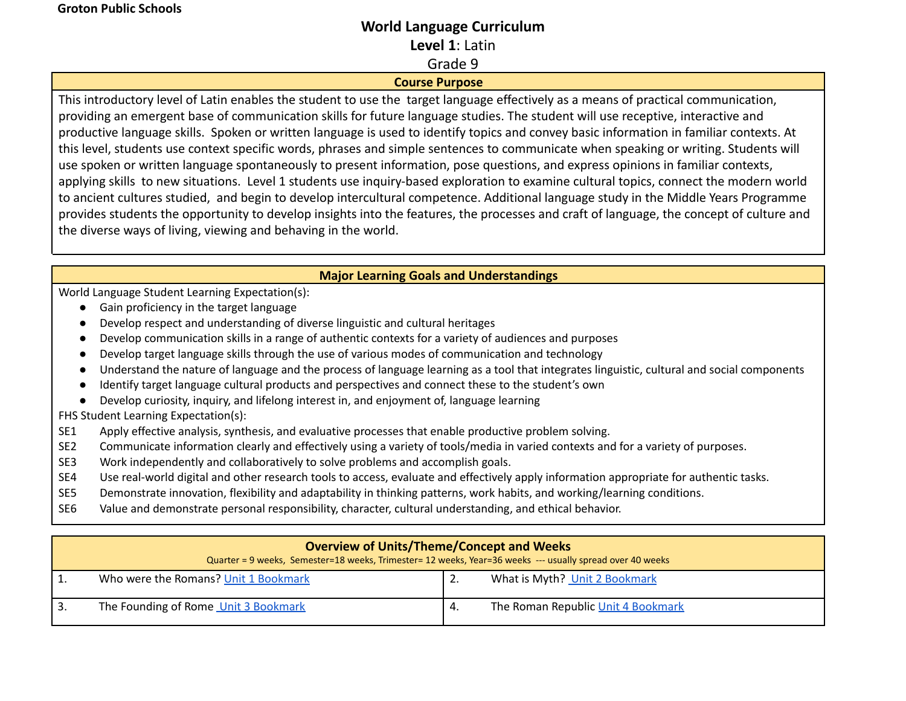Groton Public Schools

# World Language Curriculum

## Level 1: Latin

## Grade 9

| Course Purpose |
|---|
| This introductory level of Latin enables the student to use the target language effectively as a means of practical communication, providing an emergent base of communication skills for future language studies. The student will use receptive, interactive and productive language skills. Spoken or written language is used to identify topics and convey basic information in familiar contexts. At this level, students use context specific words, phrases and simple sentences to communicate when speaking or writing. Students will use spoken or written language spontaneously to present information, pose questions, and express opinions in familiar contexts, applying skills to new situations. Level 1 students use inquiry-based exploration to examine cultural topics, connect the modern world to ancient cultures studied, and begin to develop intercultural competence. Additional language study in the Middle Years Programme provides students the opportunity to develop insights into the features, the processes and craft of language, the concept of culture and the diverse ways of living, viewing and behaving in the world. |

### Major Learning Goals and Understandings

World Language Student Learning Expectation(s):

- Gain proficiency in the target language
- Develop respect and understanding of diverse linguistic and cultural heritages
- Develop communication skills in a range of authentic contexts for a variety of audiences and purposes
- Develop target language skills through the use of various modes of communication and technology
- Understand the nature of language and the process of language learning as a tool that integrates linguistic, cultural and social components
- Identify target language cultural products and perspectives and connect these to the student's own
- Develop curiosity, inquiry, and lifelong interest in, and enjoyment of, language learning

FHS Student Learning Expectation(s):

SE1 Apply effective analysis, synthesis, and evaluative processes that enable productive problem solving.
SE2 Communicate information clearly and effectively using a variety of tools/media in varied contexts and for a variety of purposes.
SE3 Work independently and collaboratively to solve problems and accomplish goals.
SE4 Use real-world digital and other research tools to access, evaluate and effectively apply information appropriate for authentic tasks.
SE5 Demonstrate innovation, flexibility and adaptability in thinking patterns, work habits, and working/learning conditions.
SE6 Value and demonstrate personal responsibility, character, cultural understanding, and ethical behavior.

### Overview of Units/Theme/Concept and Weeks

Quarter = 9 weeks, Semester=18 weeks, Trimester= 12 weeks, Year=36 weeks --- usually spread over 40 weeks

| | |
|---|---|
| 1. Who were the Romans? Unit 1 Bookmark | 2. What is Myth? Unit 2 Bookmark |
| 3. The Founding of Rome Unit 3 Bookmark | 4. The Roman Republic Unit 4 Bookmark |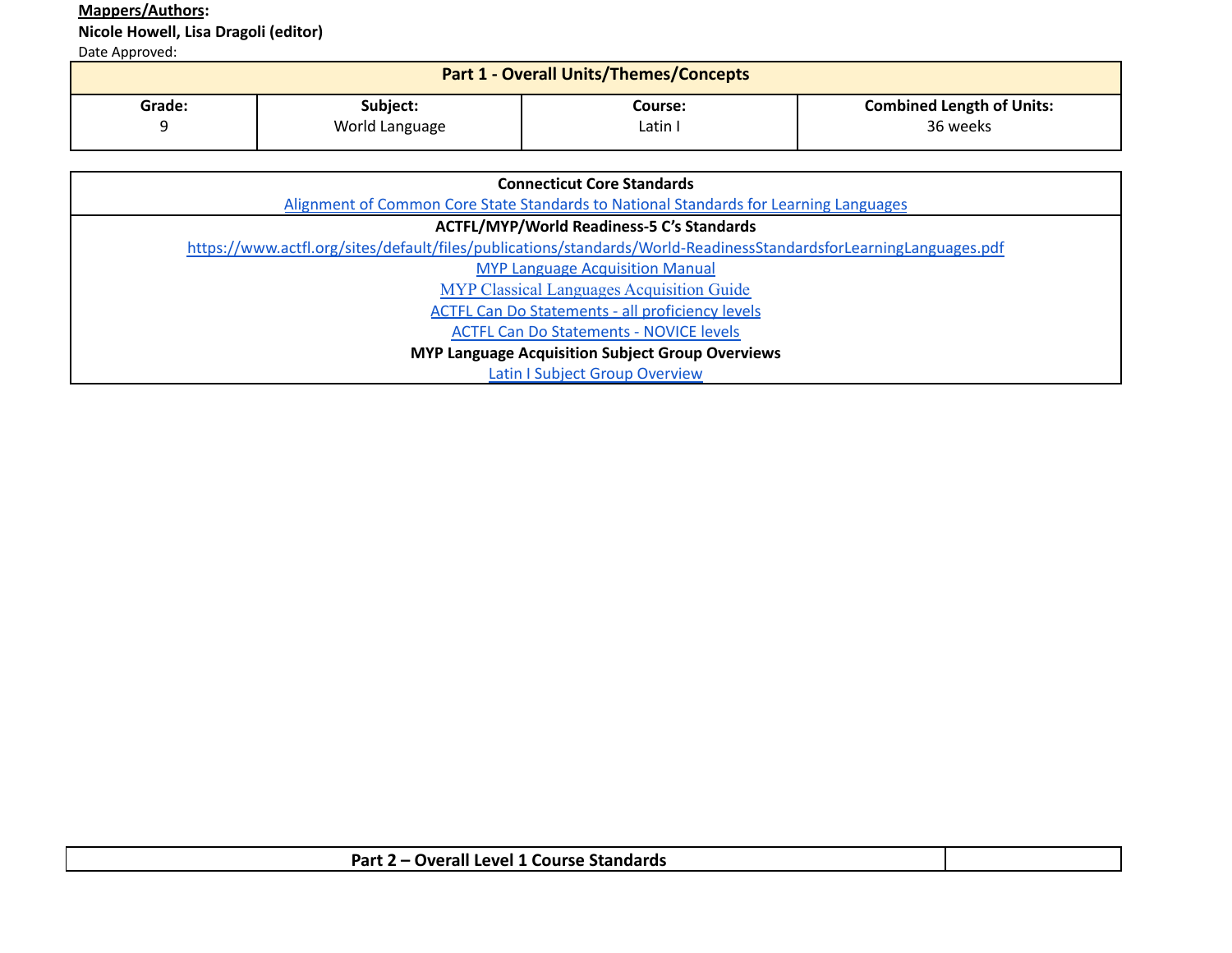**Mappers/Authors:**

**Nicole Howell, Lisa Dragoli (editor)**

Date Approved:

| **Part 1 - Overall Units/Themes/Concepts** | | | |
|---|---|---|---|
| **Grade:** 9 | **Subject:** World Language | **Course:** Latin I | **Combined Length of Units:** 36 weeks |

| **Connecticut Core Standards** |
|---|
| Alignment of Common Core State Standards to National Standards for Learning Languages |
| **ACTFL/MYP/World Readiness-5 C's Standards** |
| https://www.actfl.org/sites/default/files/publications/standards/World-ReadinessStandardsforLearningLanguages.pdf<br>MYP Language Acquisition Manual<br>MYP Classical Languages Acquisition Guide<br>ACTFL Can Do Statements - all proficiency levels<br>ACTFL Can Do Statements - NOVICE levels |
| **MYP Language Acquisition Subject Group Overviews** |
| Latin I Subject Group Overview |

| **Part 2 – Overall Level 1 Course Standards** | |
|---|---|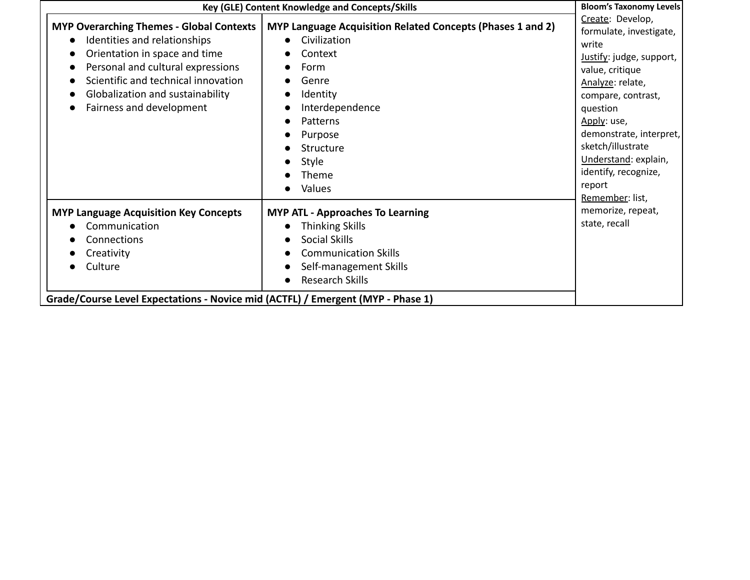| Key (GLE) Content Knowledge and Concepts/Skills | | Bloom's Taxonomy Levels |
|---|---|---|
| **MYP Overarching Themes - Global Contexts**<br>● Identities and relationships<br>● Orientation in space and time<br>● Personal and cultural expressions<br>● Scientific and technical innovation<br>● Globalization and sustainability<br>● Fairness and development | **MYP Language Acquisition Related Concepts (Phases 1 and 2)**<br>● Civilization<br>● Context<br>● Form<br>● Genre<br>● Identity<br>● Interdependence<br>● Patterns<br>● Purpose<br>● Structure<br>● Style<br>● Theme<br>● Values | Create: Develop, formulate, investigate, write<br>Justify: judge, support, value, critique<br>Analyze: relate, compare, contrast, question<br>Apply: use, demonstrate, interpret, sketch/illustrate<br>Understand: explain, identify, recognize, report<br>Remember: list, memorize, repeat, state, recall |
| **MYP Language Acquisition Key Concepts**<br>● Communication<br>● Connections<br>● Creativity<br>● Culture | **MYP ATL - Approaches To Learning**<br>● Thinking Skills<br>● Social Skills<br>● Communication Skills<br>● Self-management Skills<br>● Research Skills | |
| **Grade/Course Level Expectations - Novice mid (ACTFL) / Emergent (MYP - Phase 1)** | | |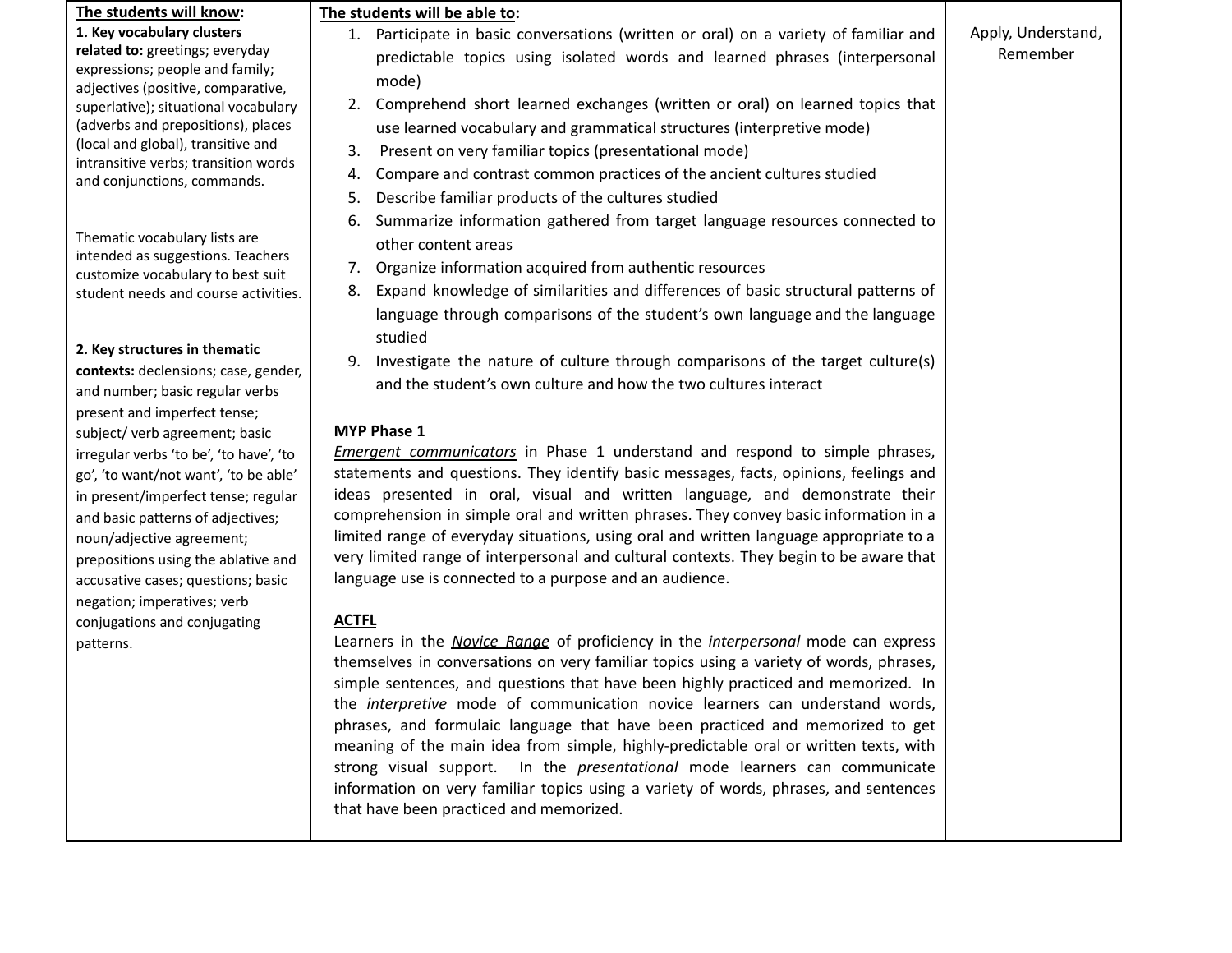| The students will know: | The students will be able to: | |
|---|---|---|
| **1. Key vocabulary clusters related to:** greetings; everyday expressions; people and family; adjectives (positive, comparative, superlative); situational vocabulary (adverbs and prepositions), places (local and global), transitive and intransitive verbs; transition words and conjunctions, commands.<br><br>Thematic vocabulary lists are intended as suggestions. Teachers customize vocabulary to best suit student needs and course activities.<br><br>**2. Key structures in thematic contexts:** declensions; case, gender, and number; basic regular verbs present and imperfect tense; subject/ verb agreement; basic irregular verbs 'to be', 'to have', 'to go', 'to want/not want', 'to be able' in present/imperfect tense; regular and basic patterns of adjectives; noun/adjective agreement; prepositions using the ablative and accusative cases; questions; basic negation; imperatives; verb conjugations and conjugating patterns. | 1. Participate in basic conversations (written or oral) on a variety of familiar and predictable topics using isolated words and learned phrases (interpersonal mode)<br>2. Comprehend short learned exchanges (written or oral) on learned topics that use learned vocabulary and grammatical structures (interpretive mode)<br>3. Present on very familiar topics (presentational mode)<br>4. Compare and contrast common practices of the ancient cultures studied<br>5. Describe familiar products of the cultures studied<br>6. Summarize information gathered from target language resources connected to other content areas<br>7. Organize information acquired from authentic resources<br>8. Expand knowledge of similarities and differences of basic structural patterns of language through comparisons of the student's own language and the language studied<br>9. Investigate the nature of culture through comparisons of the target culture(s) and the student's own culture and how the two cultures interact<br><br>**MYP Phase 1**<br>*Emergent communicators* in Phase 1 understand and respond to simple phrases, statements and questions. They identify basic messages, facts, opinions, feelings and ideas presented in oral, visual and written language, and demonstrate their comprehension in simple oral and written phrases. They convey basic information in a limited range of everyday situations, using oral and written language appropriate to a very limited range of interpersonal and cultural contexts. They begin to be aware that language use is connected to a purpose and an audience.<br><br>**ACTFL**<br>Learners in the *Novice Range* of proficiency in the *interpersonal* mode can express themselves in conversations on very familiar topics using a variety of words, phrases, simple sentences, and questions that have been highly practiced and memorized. In the *interpretive* mode of communication novice learners can understand words, phrases, and formulaic language that have been practiced and memorized to get meaning of the main idea from simple, highly-predictable oral or written texts, with strong visual support. In the *presentational* mode learners can communicate information on very familiar topics using a variety of words, phrases, and sentences that have been practiced and memorized. | Apply, Understand, Remember |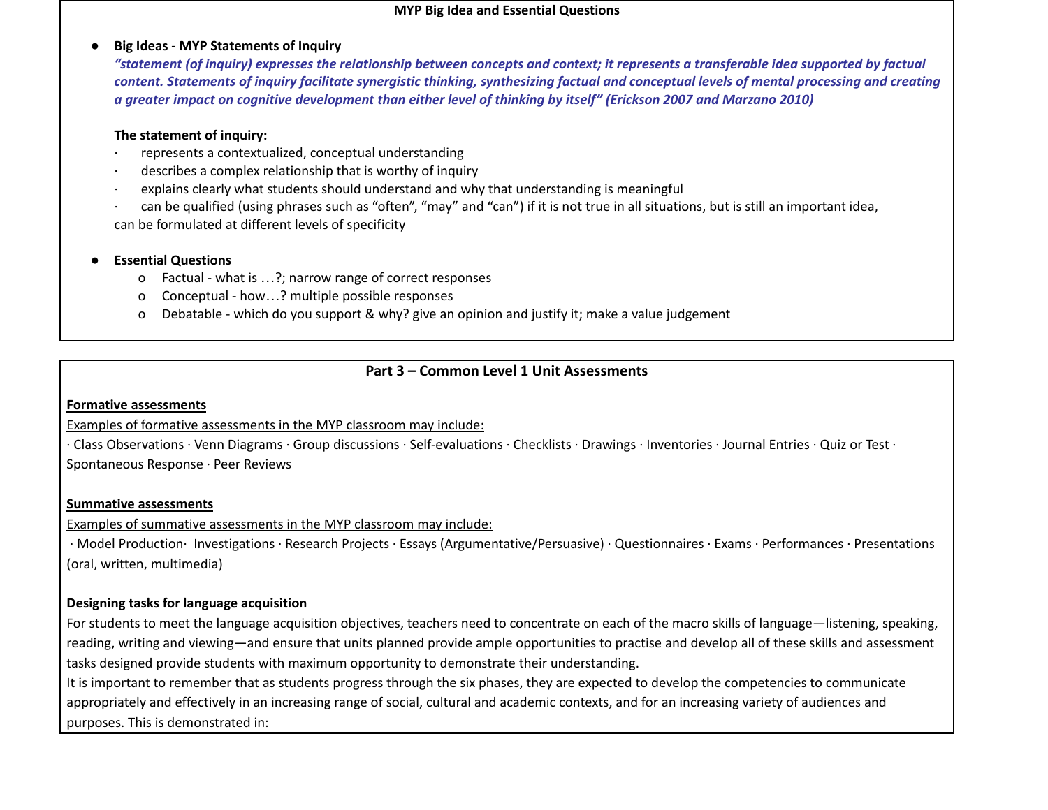## MYP Big Idea and Essential Questions

- **Big Ideas - MYP Statements of Inquiry**
  ***"statement (of inquiry) expresses the relationship between concepts and context; it represents a transferable idea supported by factual content. Statements of inquiry facilitate synergistic thinking, synthesizing factual and conceptual levels of mental processing and creating a greater impact on cognitive development than either level of thinking by itself" (Erickson 2007 and Marzano 2010)***

  **The statement of inquiry:**
  - represents a contextualized, conceptual understanding
  - describes a complex relationship that is worthy of inquiry
  - explains clearly what students should understand and why that understanding is meaningful
  - can be qualified (using phrases such as "often", "may" and "can") if it is not true in all situations, but is still an important idea,

  can be formulated at different levels of specificity

- **Essential Questions**
  - Factual - what is …?; narrow range of correct responses
  - Conceptual - how…? multiple possible responses
  - Debatable - which do you support & why? give an opinion and justify it; make a value judgement

## Part 3 – Common Level 1 Unit Assessments

**Formative assessments**

Examples of formative assessments in the MYP classroom may include:

· Class Observations · Venn Diagrams · Group discussions · Self-evaluations · Checklists · Drawings · Inventories · Journal Entries · Quiz or Test · Spontaneous Response · Peer Reviews

**Summative assessments**

Examples of summative assessments in the MYP classroom may include:

· Model Production· Investigations · Research Projects · Essays (Argumentative/Persuasive) · Questionnaires · Exams · Performances · Presentations (oral, written, multimedia)

**Designing tasks for language acquisition**

For students to meet the language acquisition objectives, teachers need to concentrate on each of the macro skills of language—listening, speaking, reading, writing and viewing—and ensure that units planned provide ample opportunities to practise and develop all of these skills and assessment tasks designed provide students with maximum opportunity to demonstrate their understanding.

It is important to remember that as students progress through the six phases, they are expected to develop the competencies to communicate appropriately and effectively in an increasing range of social, cultural and academic contexts, and for an increasing variety of audiences and purposes. This is demonstrated in: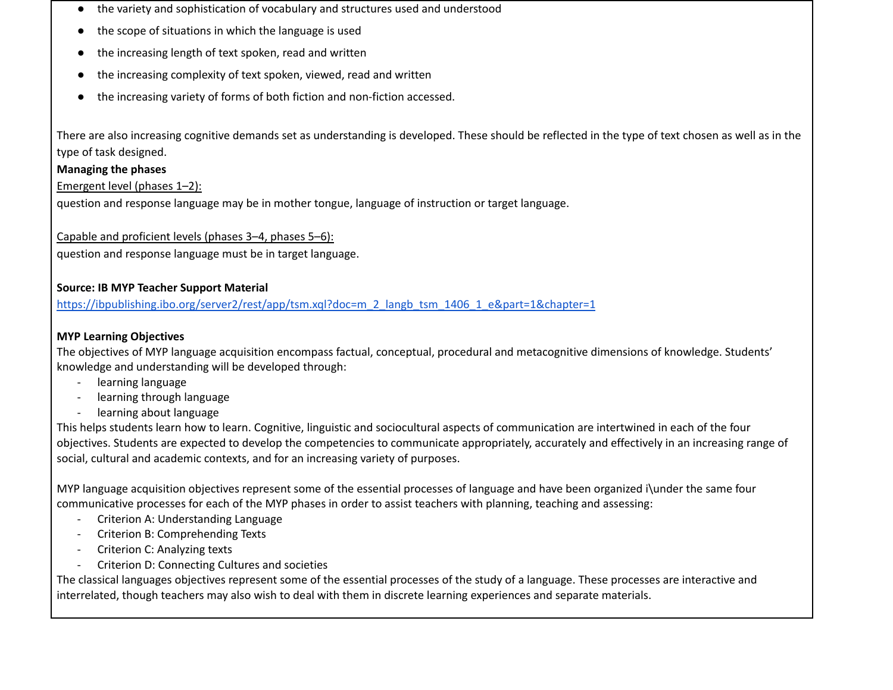- the variety and sophistication of vocabulary and structures used and understood
- the scope of situations in which the language is used
- the increasing length of text spoken, read and written
- the increasing complexity of text spoken, viewed, read and written
- the increasing variety of forms of both fiction and non-fiction accessed.

There are also increasing cognitive demands set as understanding is developed. These should be reflected in the type of text chosen as well as in the type of task designed.

**Managing the phases**

Emergent level (phases 1–2):

question and response language may be in mother tongue, language of instruction or target language.

Capable and proficient levels (phases 3–4, phases 5–6):

question and response language must be in target language.

**Source: IB MYP Teacher Support Material**

https://ibpublishing.ibo.org/server2/rest/app/tsm.xql?doc=m_2_langb_tsm_1406_1_e&part=1&chapter=1

**MYP Learning Objectives**

The objectives of MYP language acquisition encompass factual, conceptual, procedural and metacognitive dimensions of knowledge. Students' knowledge and understanding will be developed through:

- learning language
- learning through language
- learning about language

This helps students learn how to learn. Cognitive, linguistic and sociocultural aspects of communication are intertwined in each of the four objectives. Students are expected to develop the competencies to communicate appropriately, accurately and effectively in an increasing range of social, cultural and academic contexts, and for an increasing variety of purposes.

MYP language acquisition objectives represent some of the essential processes of language and have been organized i\under the same four communicative processes for each of the MYP phases in order to assist teachers with planning, teaching and assessing:

- Criterion A: Understanding Language
- Criterion B: Comprehending Texts
- Criterion C: Analyzing texts
- Criterion D: Connecting Cultures and societies

The classical languages objectives represent some of the essential processes of the study of a language. These processes are interactive and interrelated, though teachers may also wish to deal with them in discrete learning experiences and separate materials.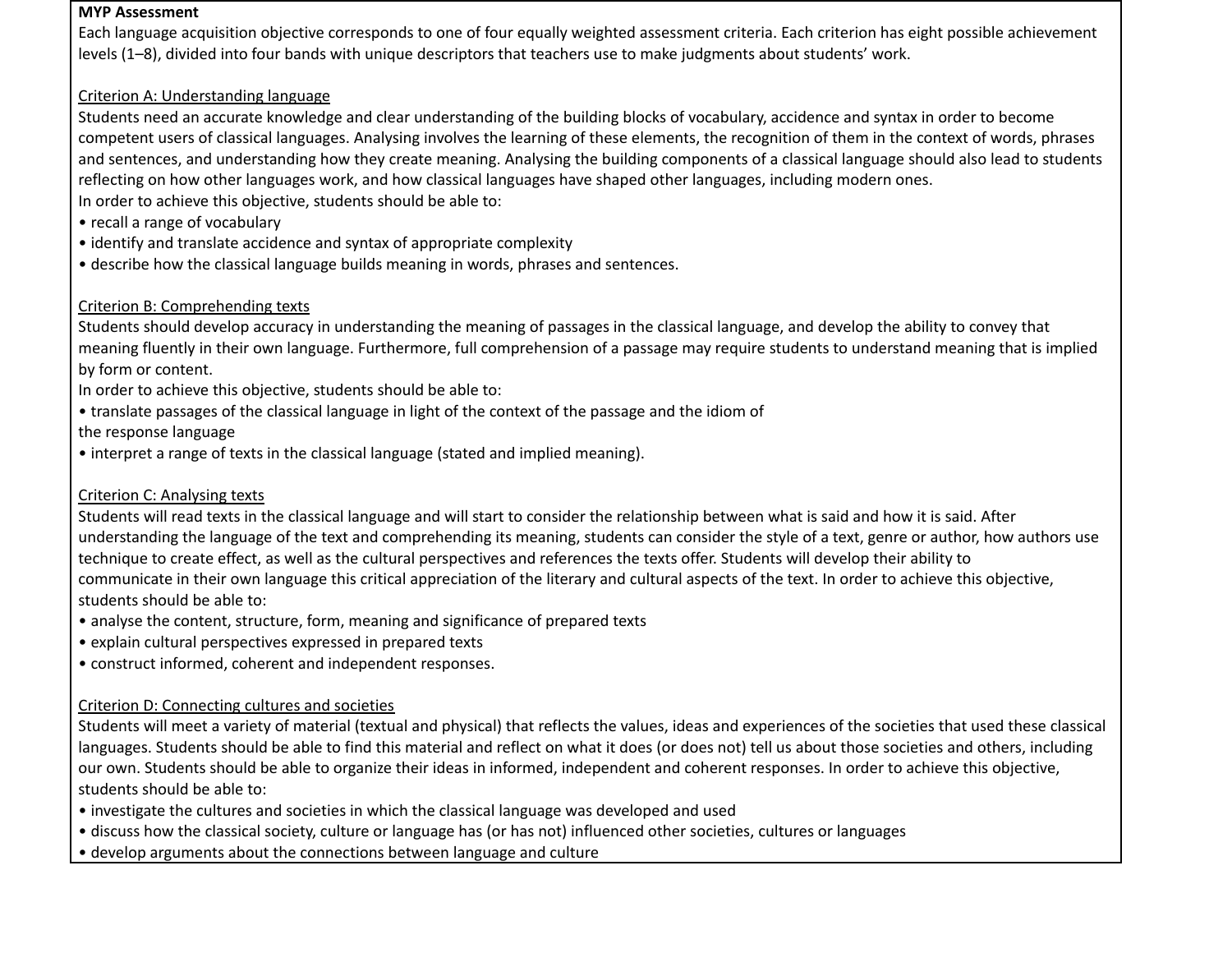**MYP Assessment**

Each language acquisition objective corresponds to one of four equally weighted assessment criteria. Each criterion has eight possible achievement levels (1–8), divided into four bands with unique descriptors that teachers use to make judgments about students' work.

Criterion A: Understanding language

Students need an accurate knowledge and clear understanding of the building blocks of vocabulary, accidence and syntax in order to become competent users of classical languages. Analysing involves the learning of these elements, the recognition of them in the context of words, phrases and sentences, and understanding how they create meaning. Analysing the building components of a classical language should also lead to students reflecting on how other languages work, and how classical languages have shaped other languages, including modern ones.

In order to achieve this objective, students should be able to:

- recall a range of vocabulary
- identify and translate accidence and syntax of appropriate complexity
- describe how the classical language builds meaning in words, phrases and sentences.

Criterion B: Comprehending texts

Students should develop accuracy in understanding the meaning of passages in the classical language, and develop the ability to convey that meaning fluently in their own language. Furthermore, full comprehension of a passage may require students to understand meaning that is implied by form or content.

In order to achieve this objective, students should be able to:

- translate passages of the classical language in light of the context of the passage and the idiom of the response language
- interpret a range of texts in the classical language (stated and implied meaning).

Criterion C: Analysing texts

Students will read texts in the classical language and will start to consider the relationship between what is said and how it is said. After understanding the language of the text and comprehending its meaning, students can consider the style of a text, genre or author, how authors use technique to create effect, as well as the cultural perspectives and references the texts offer. Students will develop their ability to communicate in their own language this critical appreciation of the literary and cultural aspects of the text. In order to achieve this objective, students should be able to:

- analyse the content, structure, form, meaning and significance of prepared texts
- explain cultural perspectives expressed in prepared texts
- construct informed, coherent and independent responses.

Criterion D: Connecting cultures and societies

Students will meet a variety of material (textual and physical) that reflects the values, ideas and experiences of the societies that used these classical languages. Students should be able to find this material and reflect on what it does (or does not) tell us about those societies and others, including our own. Students should be able to organize their ideas in informed, independent and coherent responses. In order to achieve this objective, students should be able to:

- investigate the cultures and societies in which the classical language was developed and used
- discuss how the classical society, culture or language has (or has not) influenced other societies, cultures or languages
- develop arguments about the connections between language and culture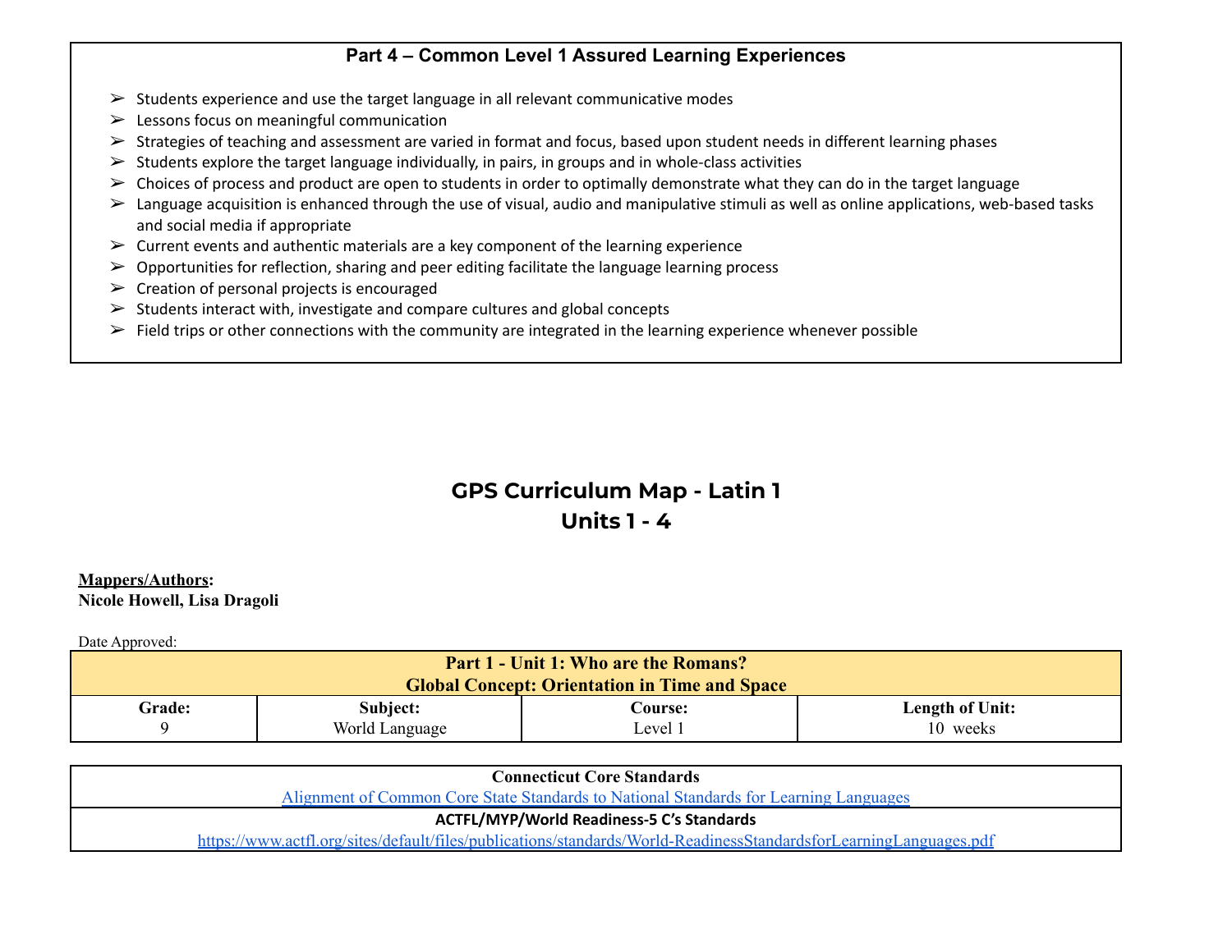## Part 4 – Common Level 1 Assured Learning Experiences

- ➢ Students experience and use the target language in all relevant communicative modes
- ➢ Lessons focus on meaningful communication
- ➢ Strategies of teaching and assessment are varied in format and focus, based upon student needs in different learning phases
- ➢ Students explore the target language individually, in pairs, in groups and in whole-class activities
- ➢ Choices of process and product are open to students in order to optimally demonstrate what they can do in the target language
- ➢ Language acquisition is enhanced through the use of visual, audio and manipulative stimuli as well as online applications, web-based tasks and social media if appropriate
- ➢ Current events and authentic materials are a key component of the learning experience
- ➢ Opportunities for reflection, sharing and peer editing facilitate the language learning process
- ➢ Creation of personal projects is encouraged
- ➢ Students interact with, investigate and compare cultures and global concepts
- ➢ Field trips or other connections with the community are integrated in the learning experience whenever possible

# GPS Curriculum Map - Latin 1
# Units 1 - 4

**Mappers/Authors:**
**Nicole Howell, Lisa Dragoli**

Date Approved:

| **Part 1 - Unit 1: Who are the Romans? Global Concept: Orientation in Time and Space** | | | |
|---|---|---|---|
| **Grade:** 9 | **Subject:** World Language | **Course:** Level 1 | **Length of Unit:** 10 weeks |

| **Connecticut Core Standards** |
|---|
| Alignment of Common Core State Standards to National Standards for Learning Languages |
| **ACTFL/MYP/World Readiness-5 C's Standards** |
| https://www.actfl.org/sites/default/files/publications/standards/World-ReadinessStandardsforLearningLanguages.pdf |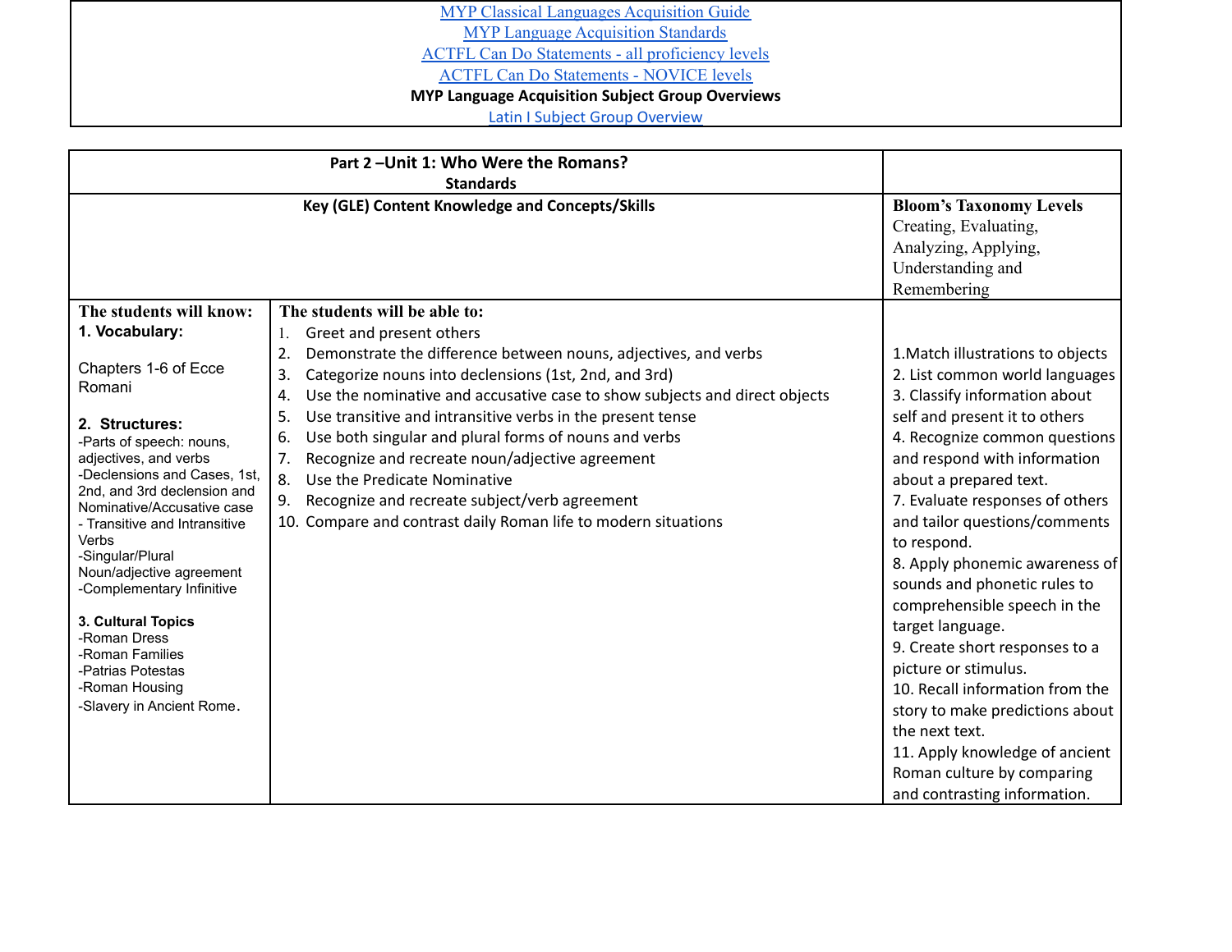| |
|---|
| [MYP Classical Languages Acquisition Guide] |
| [MYP Language Acquisition Standards] |
| [ACTFL Can Do Statements - all proficiency levels] |
| [ACTFL Can Do Statements - NOVICE levels] |
| **MYP Language Acquisition Subject Group Overviews** |
| [Latin I Subject Group Overview] |

| **Part 2 –Unit 1: Who Were the Romans?** **Standards** | | |
|---|---|---|
| **Key (GLE) Content Knowledge and Concepts/Skills** | | **Bloom's Taxonomy Levels** Creating, Evaluating, Analyzing, Applying, Understanding and Remembering |
| **The students will know:**<br>**1. Vocabulary:**<br><br>Chapters 1-6 of Ecce Romani<br><br>**2. Structures:**<br>-Parts of speech: nouns, adjectives, and verbs<br>-Declensions and Cases, 1st, 2nd, and 3rd declension and Nominative/Accusative case<br>- Transitive and Intransitive Verbs<br>-Singular/Plural<br>Noun/adjective agreement<br>-Complementary Infinitive<br><br>**3. Cultural Topics**<br>-Roman Dress<br>-Roman Families<br>-Patrias Potestas<br>-Roman Housing<br>-Slavery in Ancient Rome. | **The students will be able to:**<br>1. Greet and present others<br>2. Demonstrate the difference between nouns, adjectives, and verbs<br>3. Categorize nouns into declensions (1st, 2nd, and 3rd)<br>4. Use the nominative and accusative case to show subjects and direct objects<br>5. Use transitive and intransitive verbs in the present tense<br>6. Use both singular and plural forms of nouns and verbs<br>7. Recognize and recreate noun/adjective agreement<br>8. Use the Predicate Nominative<br>9. Recognize and recreate subject/verb agreement<br>10. Compare and contrast daily Roman life to modern situations | 1.Match illustrations to objects<br>2. List common world languages<br>3. Classify information about self and present it to others<br>4. Recognize common questions and respond with information about a prepared text.<br>7. Evaluate responses of others and tailor questions/comments to respond.<br>8. Apply phonemic awareness of sounds and phonetic rules to comprehensible speech in the target language.<br>9. Create short responses to a picture or stimulus.<br>10. Recall information from the story to make predictions about the next text.<br>11. Apply knowledge of ancient Roman culture by comparing and contrasting information. |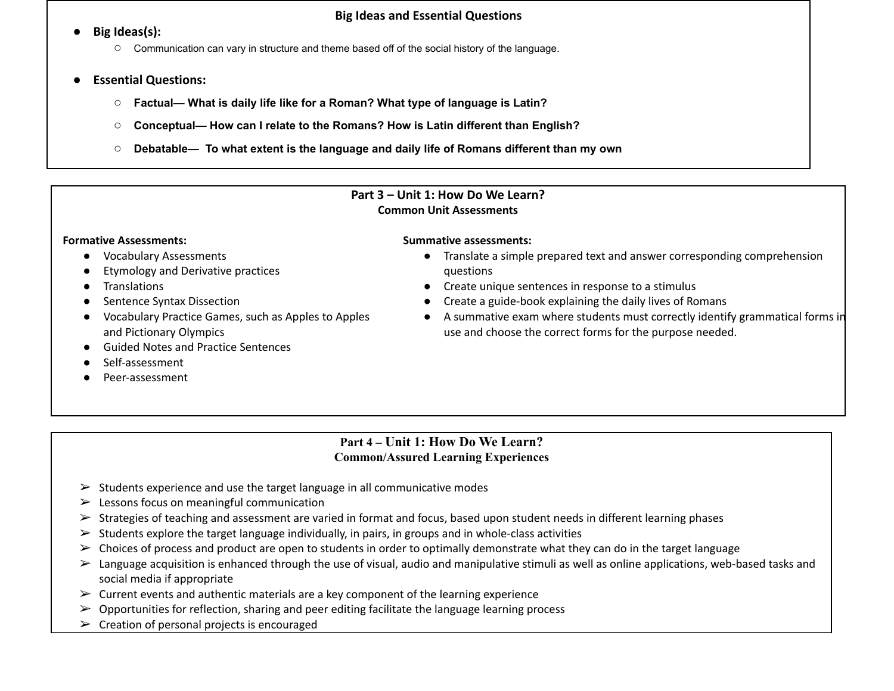## Big Ideas and Essential Questions

- **Big Ideas(s):**
  - Communication can vary in structure and theme based off of the social history of the language.

- **Essential Questions:**
  - **Factual— What is daily life like for a Roman? What type of language is Latin?**
  - **Conceptual— How can I relate to the Romans? How is Latin different than English?**
  - **Debatable— To what extent is the language and daily life of Romans different than my own**

## Part 3 – Unit 1: How Do We Learn?

### Common Unit Assessments

**Formative Assessments:**

- Vocabulary Assessments
- Etymology and Derivative practices
- Translations
- Sentence Syntax Dissection
- Vocabulary Practice Games, such as Apples to Apples and Pictionary Olympics
- Guided Notes and Practice Sentences
- Self-assessment
- Peer-assessment

**Summative assessments:**

- Translate a simple prepared text and answer corresponding comprehension questions
- Create unique sentences in response to a stimulus
- Create a guide-book explaining the daily lives of Romans
- A summative exam where students must correctly identify grammatical forms in use and choose the correct forms for the purpose needed.

## Part 4 – Unit 1: How Do We Learn?

### Common/Assured Learning Experiences

- Students experience and use the target language in all communicative modes
- Lessons focus on meaningful communication
- Strategies of teaching and assessment are varied in format and focus, based upon student needs in different learning phases
- Students explore the target language individually, in pairs, in groups and in whole-class activities
- Choices of process and product are open to students in order to optimally demonstrate what they can do in the target language
- Language acquisition is enhanced through the use of visual, audio and manipulative stimuli as well as online applications, web-based tasks and social media if appropriate
- Current events and authentic materials are a key component of the learning experience
- Opportunities for reflection, sharing and peer editing facilitate the language learning process
- Creation of personal projects is encouraged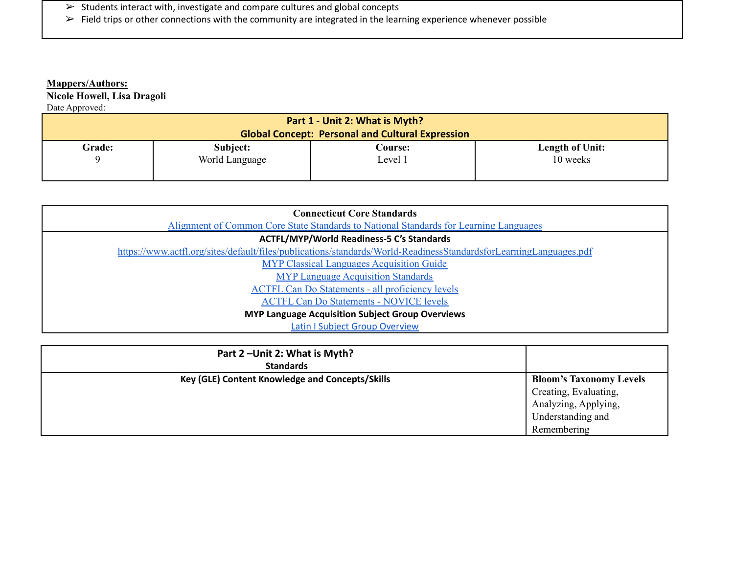- Students interact with, investigate and compare cultures and global concepts
- Field trips or other connections with the community are integrated in the learning experience whenever possible

**Mappers/Authors:**
**Nicole Howell, Lisa Dragoli**
Date Approved:

| **Part 1 - Unit 2: What is Myth?**<br>**Global Concept: Personal and Cultural Expression** | | | |
|---|---|---|---|
| **Grade:**<br>9 | **Subject:**<br>World Language | **Course:**<br>Level 1 | **Length of Unit:**<br>10 weeks |

| **Connecticut Core Standards**<br>Alignment of Common Core State Standards to National Standards for Learning Languages |
|---|
| **ACTFL/MYP/World Readiness-5 C's Standards**<br>https://www.actfl.org/sites/default/files/publications/standards/World-ReadinessStandardsforLearningLanguages.pdf<br>MYP Classical Languages Acquisition Guide<br>MYP Language Acquisition Standards<br>ACTFL Can Do Statements - all proficiency levels<br>ACTFL Can Do Statements - NOVICE levels<br>**MYP Language Acquisition Subject Group Overviews**<br>Latin I Subject Group Overview |

| **Part 2 –Unit 2: What is Myth?**<br>**Standards** | |
|---|---|
| **Key (GLE) Content Knowledge and Concepts/Skills** | **Bloom's Taxonomy Levels**<br>Creating, Evaluating, Analyzing, Applying, Understanding and Remembering |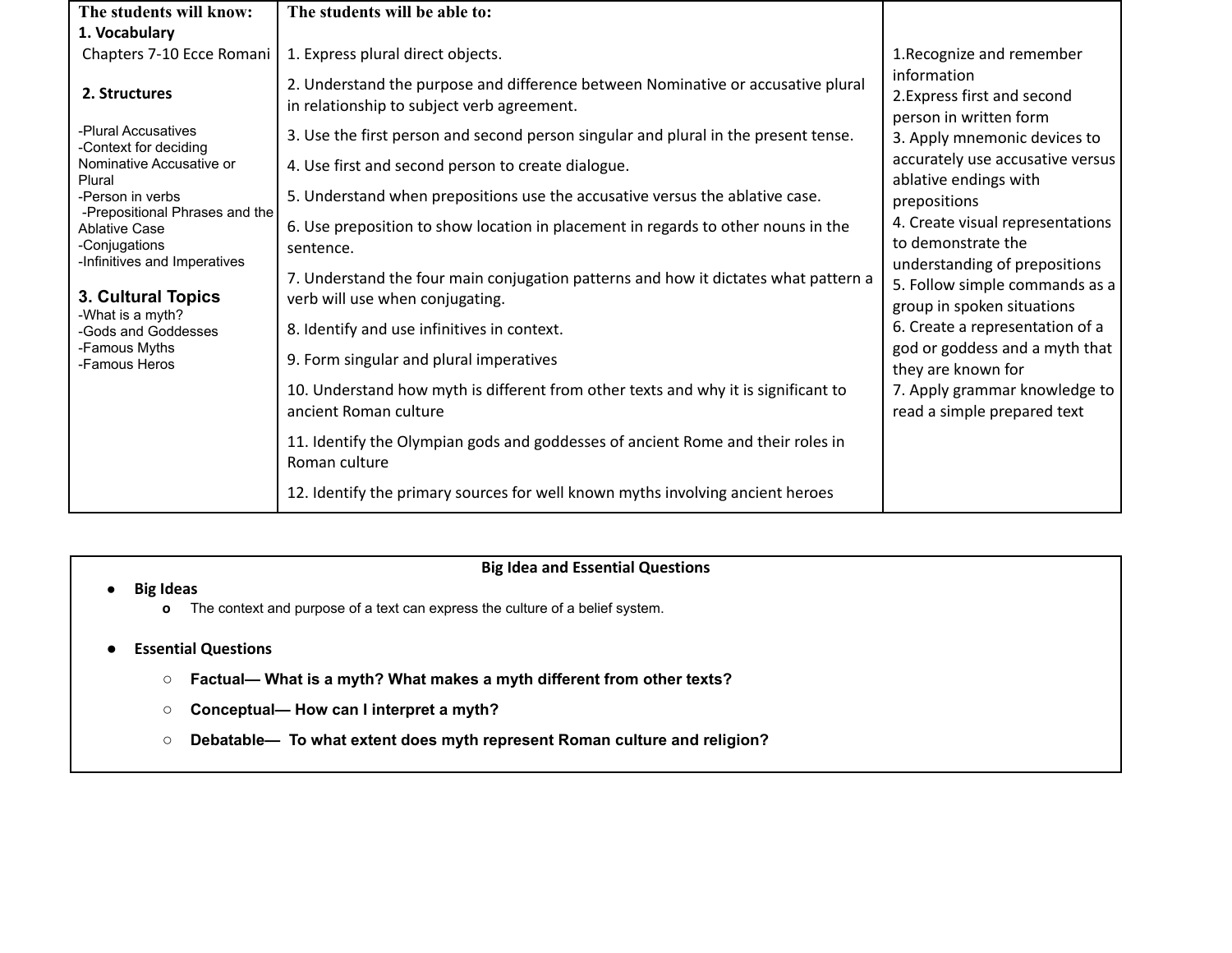| The students will know: | The students will be able to: | |
|---|---|---|
| **1. Vocabulary**<br>Chapters 7-10 Ecce Romani<br><br>**2. Structures**<br><br>-Plural Accusatives<br>-Context for deciding Nominative Accusative or Plural<br>-Person in verbs<br>-Prepositional Phrases and the Ablative Case<br>-Conjugations<br>-Infinitives and Imperatives<br><br>**3. Cultural Topics**<br>-What is a myth?<br>-Gods and Goddesses<br>-Famous Myths<br>-Famous Heros | 1. Express plural direct objects.<br>2. Understand the purpose and difference between Nominative or accusative plural in relationship to subject verb agreement.<br>3. Use the first person and second person singular and plural in the present tense.<br>4. Use first and second person to create dialogue.<br>5. Understand when prepositions use the accusative versus the ablative case.<br>6. Use preposition to show location in placement in regards to other nouns in the sentence.<br>7. Understand the four main conjugation patterns and how it dictates what pattern a verb will use when conjugating.<br>8. Identify and use infinitives in context.<br>9. Form singular and plural imperatives<br>10. Understand how myth is different from other texts and why it is significant to ancient Roman culture<br>11. Identify the Olympian gods and goddesses of ancient Rome and their roles in Roman culture<br>12. Identify the primary sources for well known myths involving ancient heroes | 1.Recognize and remember information<br>2.Express first and second person in written form<br>3. Apply mnemonic devices to accurately use accusative versus ablative endings with prepositions<br>4. Create visual representations to demonstrate the understanding of prepositions<br>5. Follow simple commands as a group in spoken situations<br>6. Create a representation of a god or goddess and a myth that they are known for<br>7. Apply grammar knowledge to read a simple prepared text |

**Big Idea and Essential Questions**

- **Big Ideas**
  - The context and purpose of a text can express the culture of a belief system.
- **Essential Questions**
  - **Factual— What is a myth? What makes a myth different from other texts?**
  - **Conceptual— How can I interpret a myth?**
  - **Debatable— To what extent does myth represent Roman culture and religion?**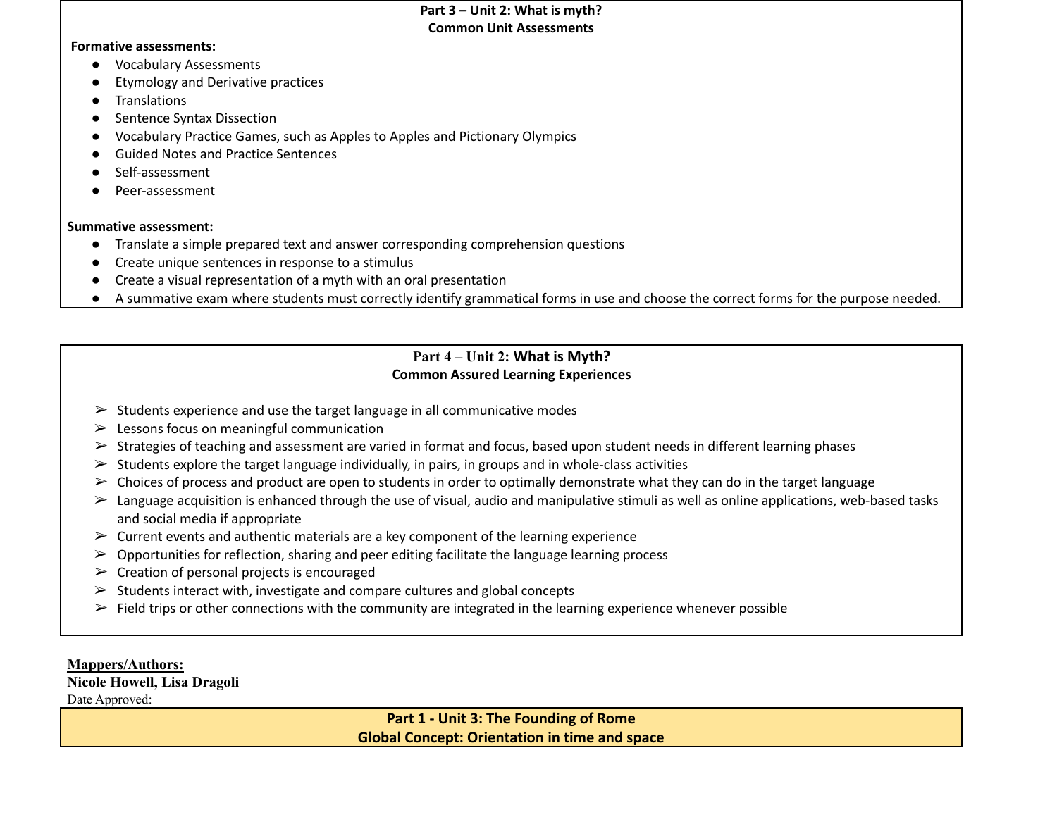## Part 3 – Unit 2: What is myth?
### Common Unit Assessments

**Formative assessments:**

- Vocabulary Assessments
- Etymology and Derivative practices
- Translations
- Sentence Syntax Dissection
- Vocabulary Practice Games, such as Apples to Apples and Pictionary Olympics
- Guided Notes and Practice Sentences
- Self-assessment
- Peer-assessment

**Summative assessment:**

- Translate a simple prepared text and answer corresponding comprehension questions
- Create unique sentences in response to a stimulus
- Create a visual representation of a myth with an oral presentation
- A summative exam where students must correctly identify grammatical forms in use and choose the correct forms for the purpose needed.

## Part 4 – Unit 2: What is Myth?
### Common Assured Learning Experiences

- Students experience and use the target language in all communicative modes
- Lessons focus on meaningful communication
- Strategies of teaching and assessment are varied in format and focus, based upon student needs in different learning phases
- Students explore the target language individually, in pairs, in groups and in whole-class activities
- Choices of process and product are open to students in order to optimally demonstrate what they can do in the target language
- Language acquisition is enhanced through the use of visual, audio and manipulative stimuli as well as online applications, web-based tasks and social media if appropriate
- Current events and authentic materials are a key component of the learning experience
- Opportunities for reflection, sharing and peer editing facilitate the language learning process
- Creation of personal projects is encouraged
- Students interact with, investigate and compare cultures and global concepts
- Field trips or other connections with the community are integrated in the learning experience whenever possible

**Mappers/Authors:**

**Nicole Howell, Lisa Dragoli**

Date Approved:

## Part 1 - Unit 3: The Founding of Rome
### Global Concept: Orientation in time and space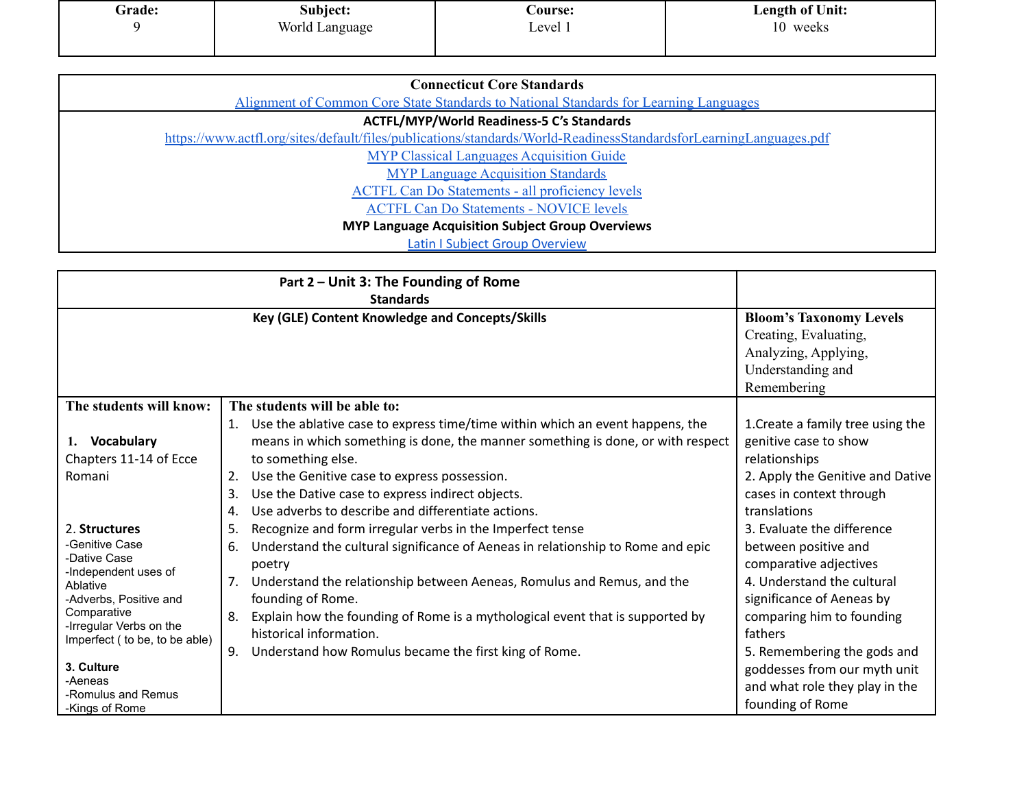| **Grade:** 9 | **Subject:** World Language | **Course:** Level 1 | **Length of Unit:** 10 weeks |
|---|---|---|---|

| **Connecticut Core Standards** |
|---|
| Alignment of Common Core State Standards to National Standards for Learning Languages |
| **ACTFL/MYP/World Readiness-5 C's Standards** |
| https://www.actfl.org/sites/default/files/publications/standards/World-ReadinessStandardsforLearningLanguages.pdf |
| MYP Classical Languages Acquisition Guide |
| MYP Language Acquisition Standards |
| ACTFL Can Do Statements - all proficiency levels |
| ACTFL Can Do Statements - NOVICE levels |
| **MYP Language Acquisition Subject Group Overviews** |
| Latin I Subject Group Overview |

| **Part 2 – Unit 3: The Founding of Rome**<br>**Standards** | | |
|---|---|---|
| **Key (GLE) Content Knowledge and Concepts/Skills** | | **Bloom's Taxonomy Levels**<br>Creating, Evaluating, Analyzing, Applying, Understanding and Remembering |
| **The students will know:**<br><br>1. **Vocabulary**<br>Chapters 11-14 of Ecce Romani<br><br>2. **Structures**<br>-Genitive Case<br>-Dative Case<br>-Independent uses of Ablative<br>-Adverbs, Positive and Comparative<br>-Irregular Verbs on the Imperfect ( to be, to be able)<br><br>3. **Culture**<br>-Aeneas<br>-Romulus and Remus<br>-Kings of Rome | **The students will be able to:**<br>1. Use the ablative case to express time/time within which an event happens, the means in which something is done, the manner something is done, or with respect to something else.<br>2. Use the Genitive case to express possession.<br>3. Use the Dative case to express indirect objects.<br>4. Use adverbs to describe and differentiate actions.<br>5. Recognize and form irregular verbs in the Imperfect tense<br>6. Understand the cultural significance of Aeneas in relationship to Rome and epic poetry<br>7. Understand the relationship between Aeneas, Romulus and Remus, and the founding of Rome.<br>8. Explain how the founding of Rome is a mythological event that is supported by historical information.<br>9. Understand how Romulus became the first king of Rome. | 1.Create a family tree using the genitive case to show relationships<br>2. Apply the Genitive and Dative cases in context through translations<br>3. Evaluate the difference between positive and comparative adjectives<br>4. Understand the cultural significance of Aeneas by comparing him to founding fathers<br>5. Remembering the gods and goddesses from our myth unit and what role they play in the founding of Rome |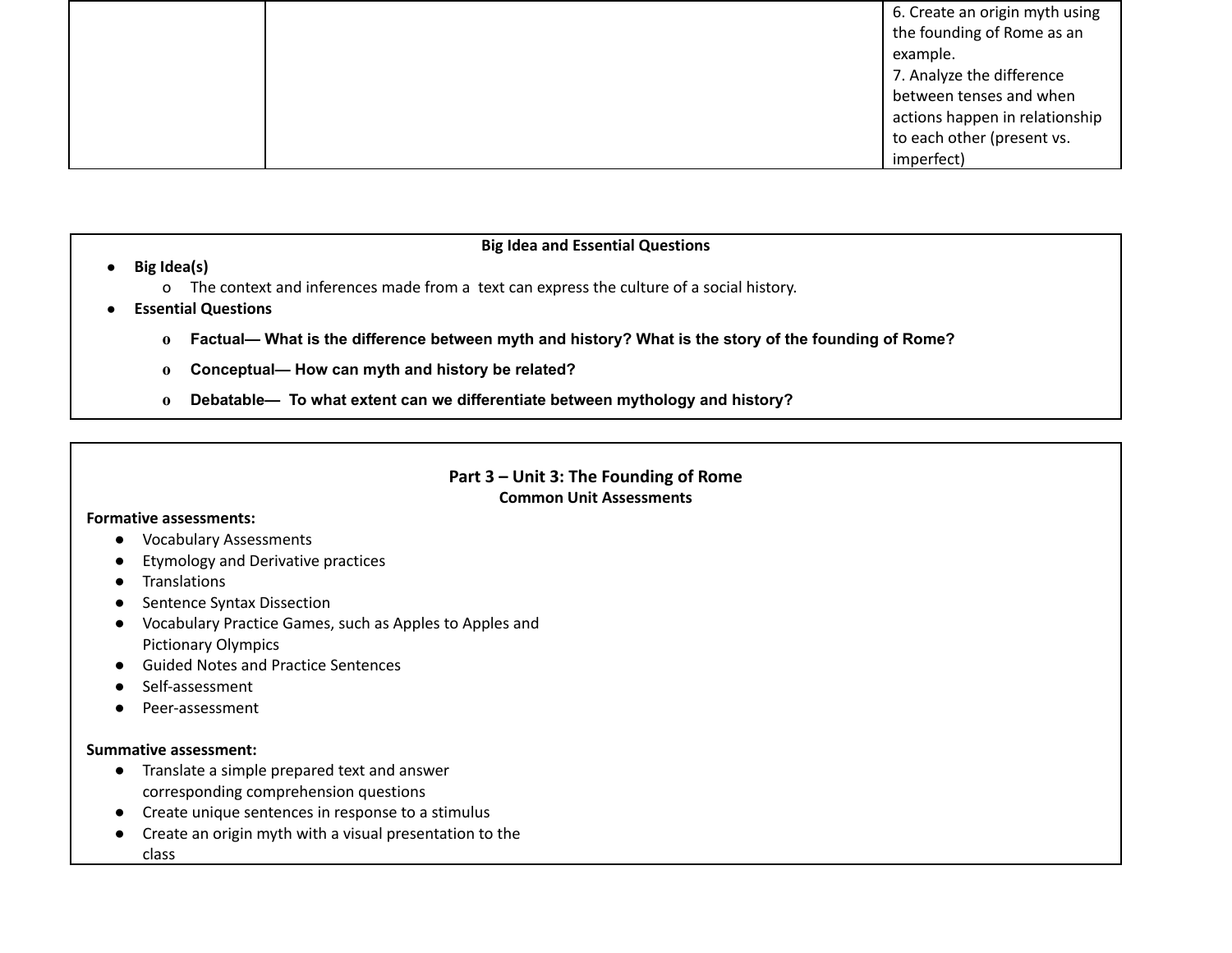| | | |
|---|---|---|
| | | 6. Create an origin myth using the founding of Rome as an example.<br>7. Analyze the difference between tenses and when actions happen in relationship to each other (present vs. imperfect) |

**Big Idea and Essential Questions**

- **Big Idea(s)**
  - o The context and inferences made from a text can express the culture of a social history.
- **Essential Questions**
  - o **Factual— What is the difference between myth and history? What is the story of the founding of Rome?**
  - o **Conceptual— How can myth and history be related?**
  - o **Debatable— To what extent can we differentiate between mythology and history?**

## Part 3 – Unit 3: The Founding of Rome

**Common Unit Assessments**

**Formative assessments:**

- Vocabulary Assessments
- Etymology and Derivative practices
- Translations
- Sentence Syntax Dissection
- Vocabulary Practice Games, such as Apples to Apples and Pictionary Olympics
- Guided Notes and Practice Sentences
- Self-assessment
- Peer-assessment

**Summative assessment:**

- Translate a simple prepared text and answer corresponding comprehension questions
- Create unique sentences in response to a stimulus
- Create an origin myth with a visual presentation to the class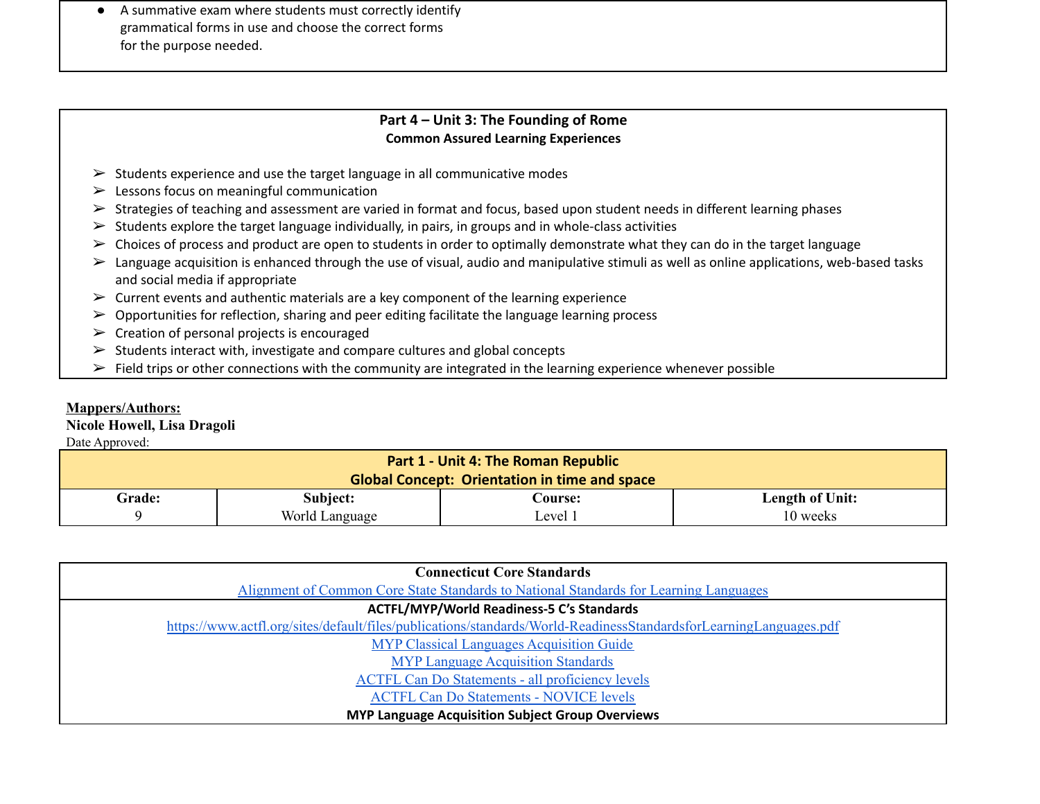- A summative exam where students must correctly identify grammatical forms in use and choose the correct forms for the purpose needed.

**Part 4 – Unit 3: The Founding of Rome**
**Common Assured Learning Experiences**

- ➢ Students experience and use the target language in all communicative modes
- ➢ Lessons focus on meaningful communication
- ➢ Strategies of teaching and assessment are varied in format and focus, based upon student needs in different learning phases
- ➢ Students explore the target language individually, in pairs, in groups and in whole-class activities
- ➢ Choices of process and product are open to students in order to optimally demonstrate what they can do in the target language
- ➢ Language acquisition is enhanced through the use of visual, audio and manipulative stimuli as well as online applications, web-based tasks and social media if appropriate
- ➢ Current events and authentic materials are a key component of the learning experience
- ➢ Opportunities for reflection, sharing and peer editing facilitate the language learning process
- ➢ Creation of personal projects is encouraged
- ➢ Students interact with, investigate and compare cultures and global concepts
- ➢ Field trips or other connections with the community are integrated in the learning experience whenever possible

**Mappers/Authors:**
**Nicole Howell, Lisa Dragoli**
Date Approved:

| **Part 1 - Unit 4: The Roman Republic<br>Global Concept: Orientation in time and space** | | | |
|---|---|---|---|
| **Grade:**<br>9 | **Subject:**<br>World Language | **Course:**<br>Level 1 | **Length of Unit:**<br>10 weeks |

**Connecticut Core Standards**
Alignment of Common Core State Standards to National Standards for Learning Languages

**ACTFL/MYP/World Readiness-5 C's Standards**
https://www.actfl.org/sites/default/files/publications/standards/World-ReadinessStandardsforLearningLanguages.pdf
MYP Classical Languages Acquisition Guide
MYP Language Acquisition Standards
ACTFL Can Do Statements - all proficiency levels
ACTFL Can Do Statements - NOVICE levels
**MYP Language Acquisition Subject Group Overviews**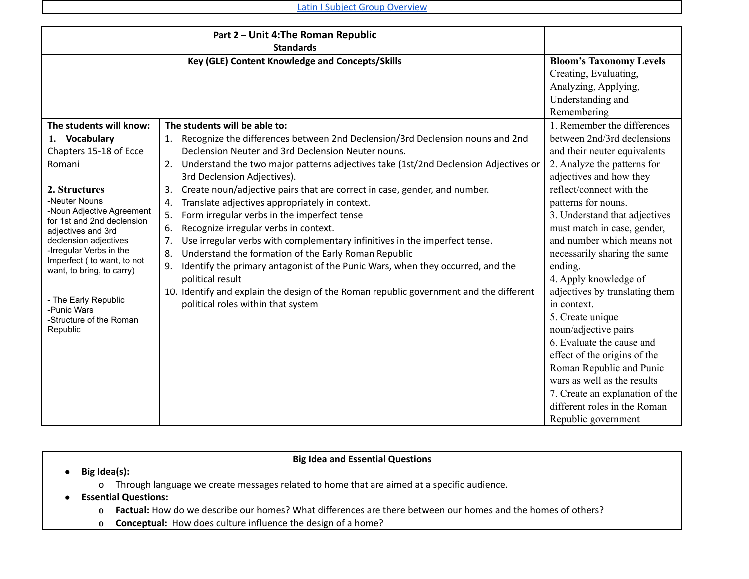[Latin I Subject Group Overview](#)

| Part 2 – Unit 4:The Roman Republic<br>Standards | | |
|---|---|---|
| Key (GLE) Content Knowledge and Concepts/Skills | | **Bloom's Taxonomy Levels** Creating, Evaluating, Analyzing, Applying, Understanding and Remembering |
| **The students will know:**<br>1. **Vocabulary**<br>Chapters 15-18 of Ecce Romani<br><br>**2. Structures**<br>-Neuter Nouns<br>-Noun Adjective Agreement for 1st and 2nd declension adjectives and 3rd declension adjectives<br>-Irregular Verbs in the Imperfect ( to want, to not want, to bring, to carry)<br><br>- The Early Republic<br>-Punic Wars<br>-Structure of the Roman Republic | **The students will be able to:**<br>1. Recognize the differences between 2nd Declension/3rd Declension nouns and 2nd Declension Neuter and 3rd Declension Neuter nouns.<br>2. Understand the two major patterns adjectives take (1st/2nd Declension Adjectives or 3rd Declension Adjectives).<br>3. Create noun/adjective pairs that are correct in case, gender, and number.<br>4. Translate adjectives appropriately in context.<br>5. Form irregular verbs in the imperfect tense<br>6. Recognize irregular verbs in context.<br>7. Use irregular verbs with complementary infinitives in the imperfect tense.<br>8. Understand the formation of the Early Roman Republic<br>9. Identify the primary antagonist of the Punic Wars, when they occurred, and the political result<br>10. Identify and explain the design of the Roman republic government and the different political roles within that system | 1. Remember the differences between 2nd/3rd declensions and their neuter equivalents<br>2. Analyze the patterns for adjectives and how they reflect/connect with the patterns for nouns.<br>3. Understand that adjectives must match in case, gender, and number which means not necessarily sharing the same ending.<br>4. Apply knowledge of adjectives by translating them in context.<br>5. Create unique noun/adjective pairs<br>6. Evaluate the cause and effect of the origins of the Roman Republic and Punic wars as well as the results<br>7. Create an explanation of the different roles in the Roman Republic government |

**Big Idea and Essential Questions**

- **Big Idea(s):**
  - Through language we create messages related to home that are aimed at a specific audience.
- **Essential Questions:**
  - **Factual:** How do we describe our homes? What differences are there between our homes and the homes of others?
  - **Conceptual:** How does culture influence the design of a home?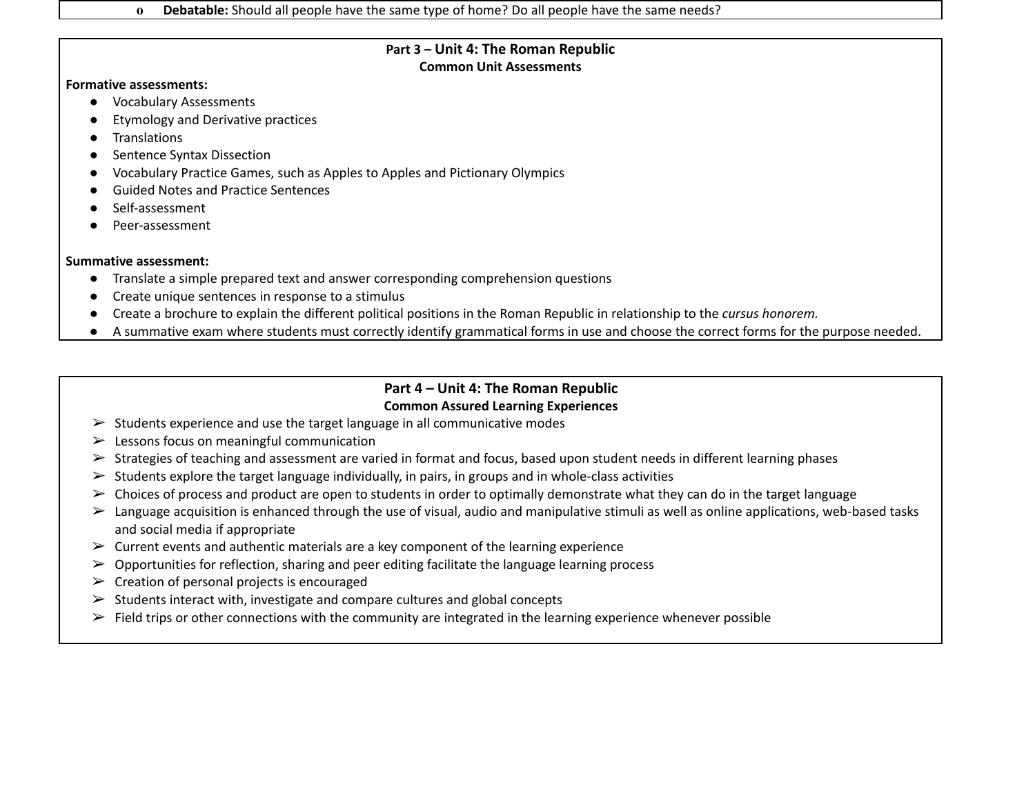- **Debatable:** Should all people have the same type of home? Do all people have the same needs?

## Part 3 – Unit 4: The Roman Republic

### Common Unit Assessments

**Formative assessments:**

- Vocabulary Assessments
- Etymology and Derivative practices
- Translations
- Sentence Syntax Dissection
- Vocabulary Practice Games, such as Apples to Apples and Pictionary Olympics
- Guided Notes and Practice Sentences
- Self-assessment
- Peer-assessment

**Summative assessment:**

- Translate a simple prepared text and answer corresponding comprehension questions
- Create unique sentences in response to a stimulus
- Create a brochure to explain the different political positions in the Roman Republic in relationship to the *cursus honorem.*
- A summative exam where students must correctly identify grammatical forms in use and choose the correct forms for the purpose needed.

## Part 4 – Unit 4: The Roman Republic

### Common Assured Learning Experiences

- Students experience and use the target language in all communicative modes
- Lessons focus on meaningful communication
- Strategies of teaching and assessment are varied in format and focus, based upon student needs in different learning phases
- Students explore the target language individually, in pairs, in groups and in whole-class activities
- Choices of process and product are open to students in order to optimally demonstrate what they can do in the target language
- Language acquisition is enhanced through the use of visual, audio and manipulative stimuli as well as online applications, web-based tasks and social media if appropriate
- Current events and authentic materials are a key component of the learning experience
- Opportunities for reflection, sharing and peer editing facilitate the language learning process
- Creation of personal projects is encouraged
- Students interact with, investigate and compare cultures and global concepts
- Field trips or other connections with the community are integrated in the learning experience whenever possible